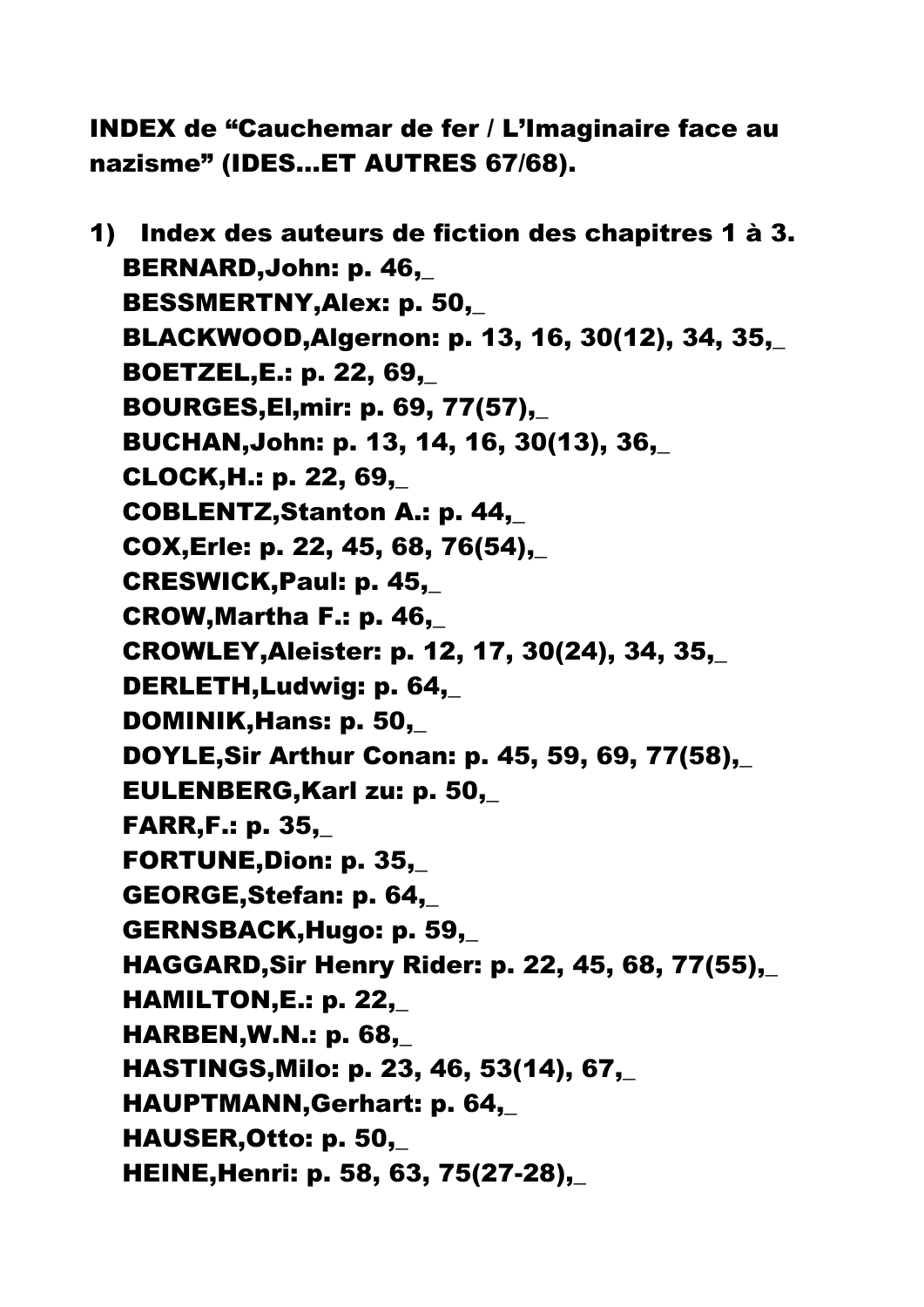**INDEX de “Cauchemar de fer / L’Imaginaire face au nazisme” (IDES...ET AUTRES 67/68).**

1) **Index des auteurs de fiction des chapitres 1 à 3.**

**BERNARD,John: p. 46,_**
**BESSMERTNY,Alex: p. 50,_**
**BLACKWOOD,Algernon: p. 13, 16, 30(12), 34, 35,_**
**BOETZEL,E.: p. 22, 69,_**
**BOURGES,El,mir: p. 69, 77(57),_**
**BUCHAN,John: p. 13, 14, 16, 30(13), 36,_**
**CLOCK,H.: p. 22, 69,_**
**COBLENTZ,Stanton A.: p. 44,_**
**COX,Erle: p. 22, 45, 68, 76(54),_**
**CRESWICK,Paul: p. 45,_**
**CROW,Martha F.: p. 46,_**
**CROWLEY,Aleister: p. 12, 17, 30(24), 34, 35,_**
**DERLETH,Ludwig: p. 64,_**
**DOMINIK,Hans: p. 50,_**
**DOYLE,Sir Arthur Conan: p. 45, 59, 69, 77(58),_**
**EULENBERG,Karl zu: p. 50,_**
**FARR,F.: p. 35,_**
**FORTUNE,Dion: p. 35,_**
**GEORGE,Stefan: p. 64,_**
**GERNSBACK,Hugo: p. 59,_**
**HAGGARD,Sir Henry Rider: p. 22, 45, 68, 77(55),_**
**HAMILTON,E.: p. 22,_**
**HARBEN,W.N.: p. 68,_**
**HASTINGS,Milo: p. 23, 46, 53(14), 67,_**
**HAUPTMANN,Gerhart: p. 64,_**
**HAUSER,Otto: p. 50,_**
**HEINE,Henri: p. 58, 63, 75(27-28),_**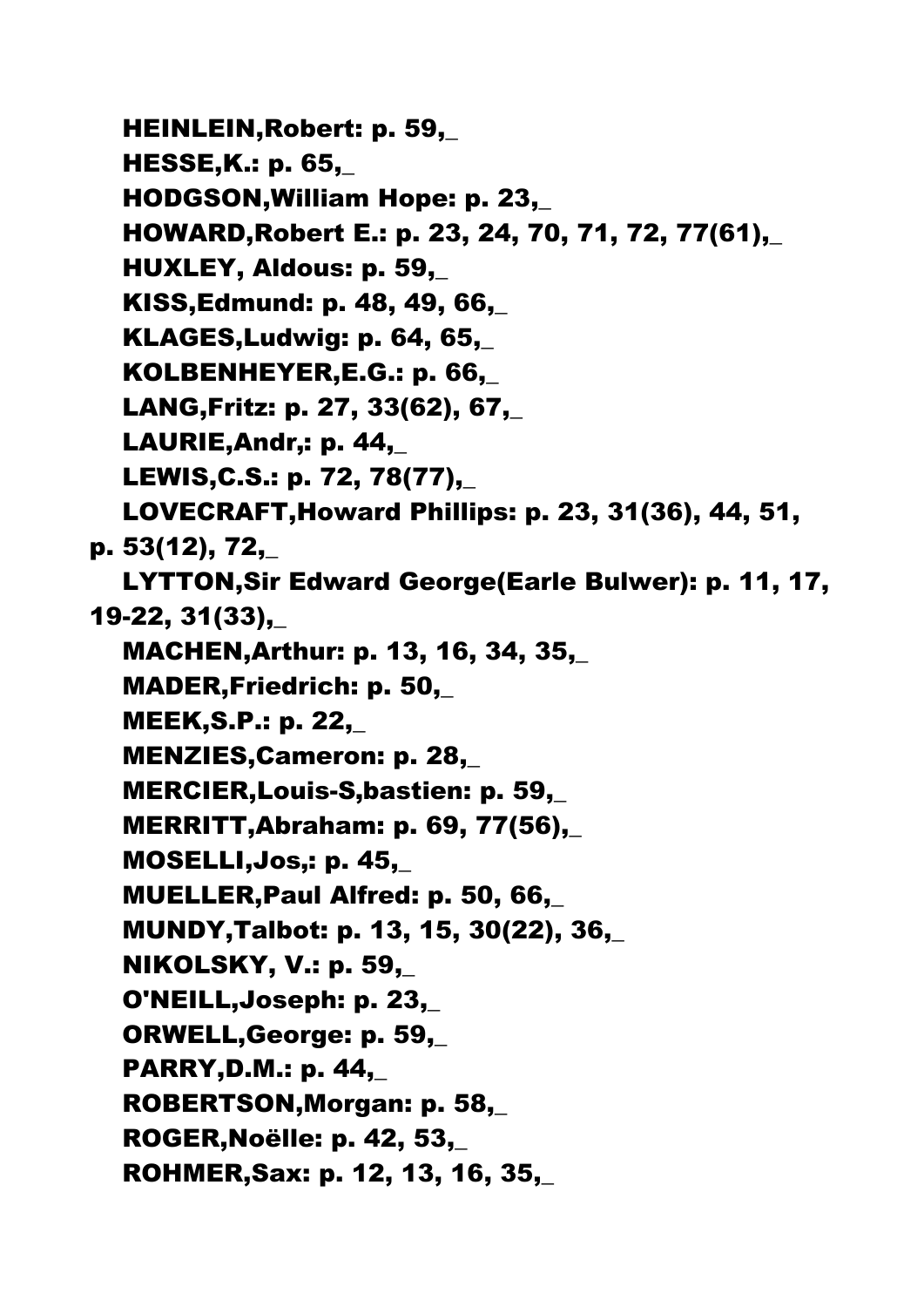HEINLEIN,Robert: p. 59,_

HESSE,K.: p. 65,_

HODGSON,William Hope: p. 23,_

HOWARD,Robert E.: p. 23, 24, 70, 71, 72, 77(61),_

HUXLEY, Aldous: p. 59,_

KISS,Edmund: p. 48, 49, 66,_

KLAGES,Ludwig: p. 64, 65,_

KOLBENHEYER,E.G.: p. 66,_

LANG,Fritz: p. 27, 33(62), 67,_

LAURIE,Andr,: p. 44,_

LEWIS,C.S.: p. 72, 78(77),_

LOVECRAFT,Howard Phillips: p. 23, 31(36), 44, 51, p. 53(12), 72,_

LYTTON,Sir Edward George(Earle Bulwer): p. 11, 17, 19-22, 31(33),_

MACHEN,Arthur: p. 13, 16, 34, 35,_

MADER,Friedrich: p. 50,_

MEEK,S.P.: p. 22,_

MENZIES,Cameron: p. 28,_

MERCIER,Louis-S,bastien: p. 59,_

MERRITT,Abraham: p. 69, 77(56),_

MOSELLI,Jos,: p. 45,_

MUELLER,Paul Alfred: p. 50, 66,_

MUNDY,Talbot: p. 13, 15, 30(22), 36,_

NIKOLSKY, V.: p. 59,_

O'NEILL,Joseph: p. 23,_

ORWELL,George: p. 59,_

PARRY,D.M.: p. 44,_

ROBERTSON,Morgan: p. 58,_

ROGER,Noëlle: p. 42, 53,_

ROHMER,Sax: p. 12, 13, 16, 35,_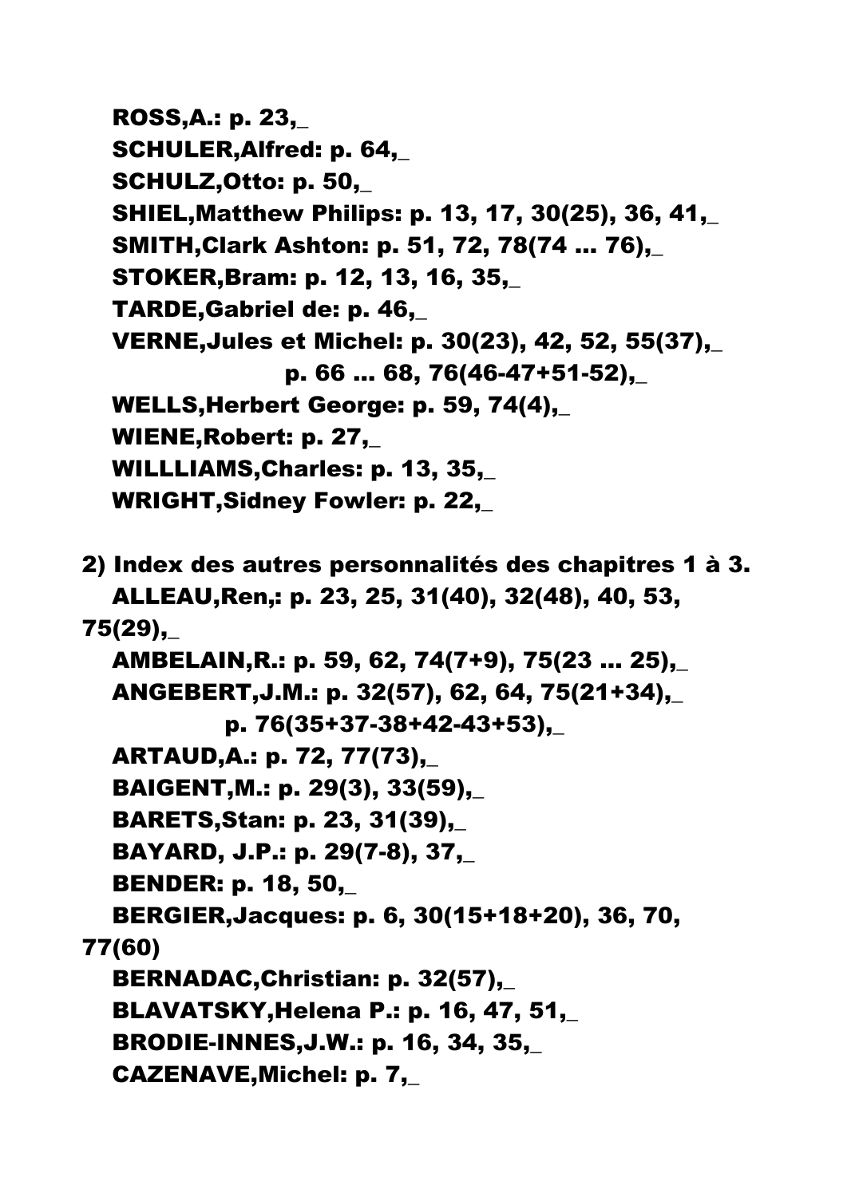ROSS,A.: p. 23,_
SCHULER,Alfred: p. 64,_
SCHULZ,Otto: p. 50,_
SHIEL,Matthew Philips: p. 13, 17, 30(25), 36, 41,_
SMITH,Clark Ashton: p. 51, 72, 78(74 ... 76),_
STOKER,Bram: p. 12, 13, 16, 35,_
TARDE,Gabriel de: p. 46,_
VERNE,Jules et Michel: p. 30(23), 42, 52, 55(37),_
p. 66 ... 68, 76(46-47+51-52),_
WELLS,Herbert George: p. 59, 74(4),_
WIENE,Robert: p. 27,_
WILLLIAMS,Charles: p. 13, 35,_
WRIGHT,Sidney Fowler: p. 22,_

2) Index des autres personnalités des chapitres 1 à 3.

ALLEAU,Ren,: p. 23, 25, 31(40), 32(48), 40, 53, 75(29),_
AMBELAIN,R.: p. 59, 62, 74(7+9), 75(23 ... 25),_
ANGEBERT,J.M.: p. 32(57), 62, 64, 75(21+34),_
p. 76(35+37-38+42-43+53),_
ARTAUD,A.: p. 72, 77(73),_
BAIGENT,M.: p. 29(3), 33(59),_
BARETS,Stan: p. 23, 31(39),_
BAYARD, J.P.: p. 29(7-8), 37,_
BENDER: p. 18, 50,_
BERGIER,Jacques: p. 6, 30(15+18+20), 36, 70, 77(60)
BERNADAC,Christian: p. 32(57),_
BLAVATSKY,Helena P.: p. 16, 47, 51,_
BRODIE-INNES,J.W.: p. 16, 34, 35,_
CAZENAVE,Michel: p. 7,_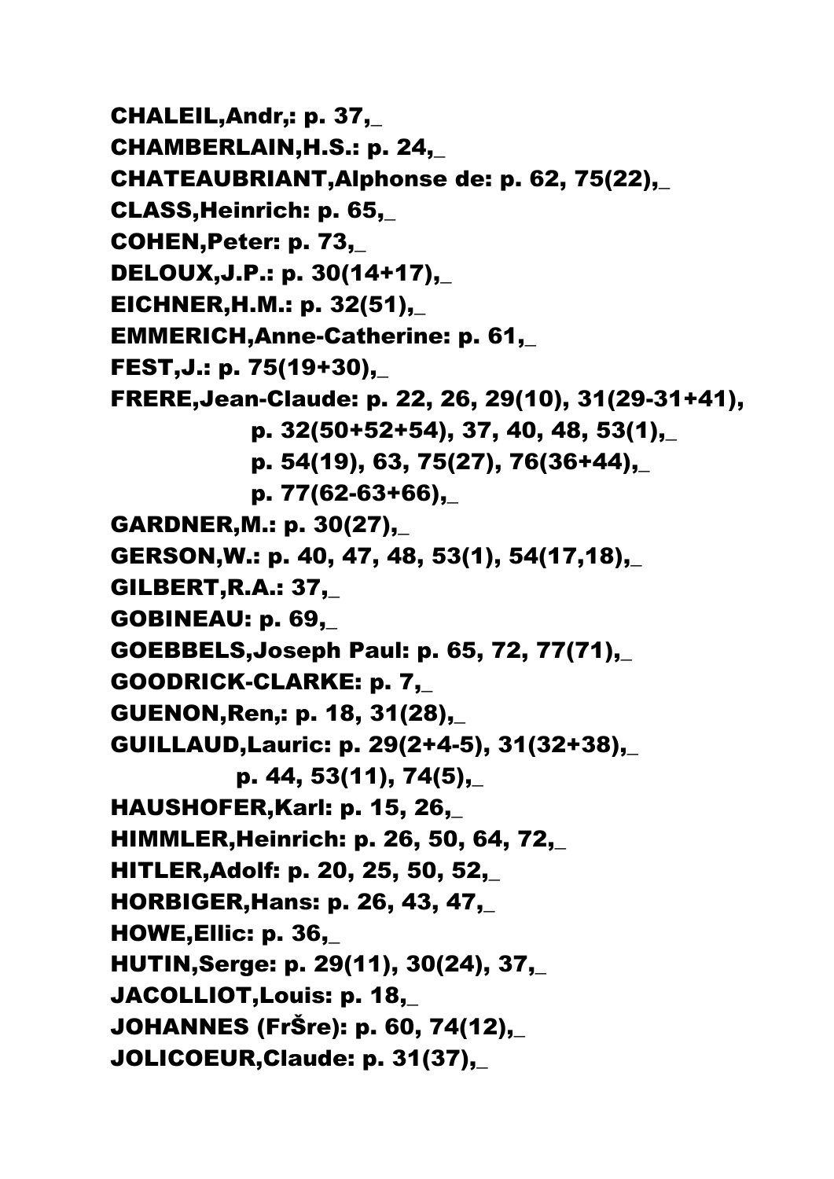CHALEIL,Andr,: p. 37,_
CHAMBERLAIN,H.S.: p. 24,_
CHATEAUBRIANT,Alphonse de: p. 62, 75(22),_
CLASS,Heinrich: p. 65,_
COHEN,Peter: p. 73,_
DELOUX,J.P.: p. 30(14+17),_
EICHNER,H.M.: p. 32(51),_
EMMERICH,Anne-Catherine: p. 61,_
FEST,J.: p. 75(19+30),_
FRERE,Jean-Claude: p. 22, 26, 29(10), 31(29-31+41),
p. 32(50+52+54), 37, 40, 48, 53(1),_
p. 54(19), 63, 75(27), 76(36+44),_
p. 77(62-63+66),_
GARDNER,M.: p. 30(27),_
GERSON,W.: p. 40, 47, 48, 53(1), 54(17,18),_
GILBERT,R.A.: 37,_
GOBINEAU: p. 69,_
GOEBBELS,Joseph Paul: p. 65, 72, 77(71),_
GOODRICK-CLARKE: p. 7,_
GUENON,Ren,: p. 18, 31(28),_
GUILLAUD,Lauric: p. 29(2+4-5), 31(32+38),_
p. 44, 53(11), 74(5),_
HAUSHOFER,Karl: p. 15, 26,_
HIMMLER,Heinrich: p. 26, 50, 64, 72,_
HITLER,Adolf: p. 20, 25, 50, 52,_
HORBIGER,Hans: p. 26, 43, 47,_
HOWE,Ellic: p. 36,_
HUTIN,Serge: p. 29(11), 30(24), 37,_
JACOLLIOT,Louis: p. 18,_
JOHANNES (FrŠre): p. 60, 74(12),_
JOLICOEUR,Claude: p. 31(37),_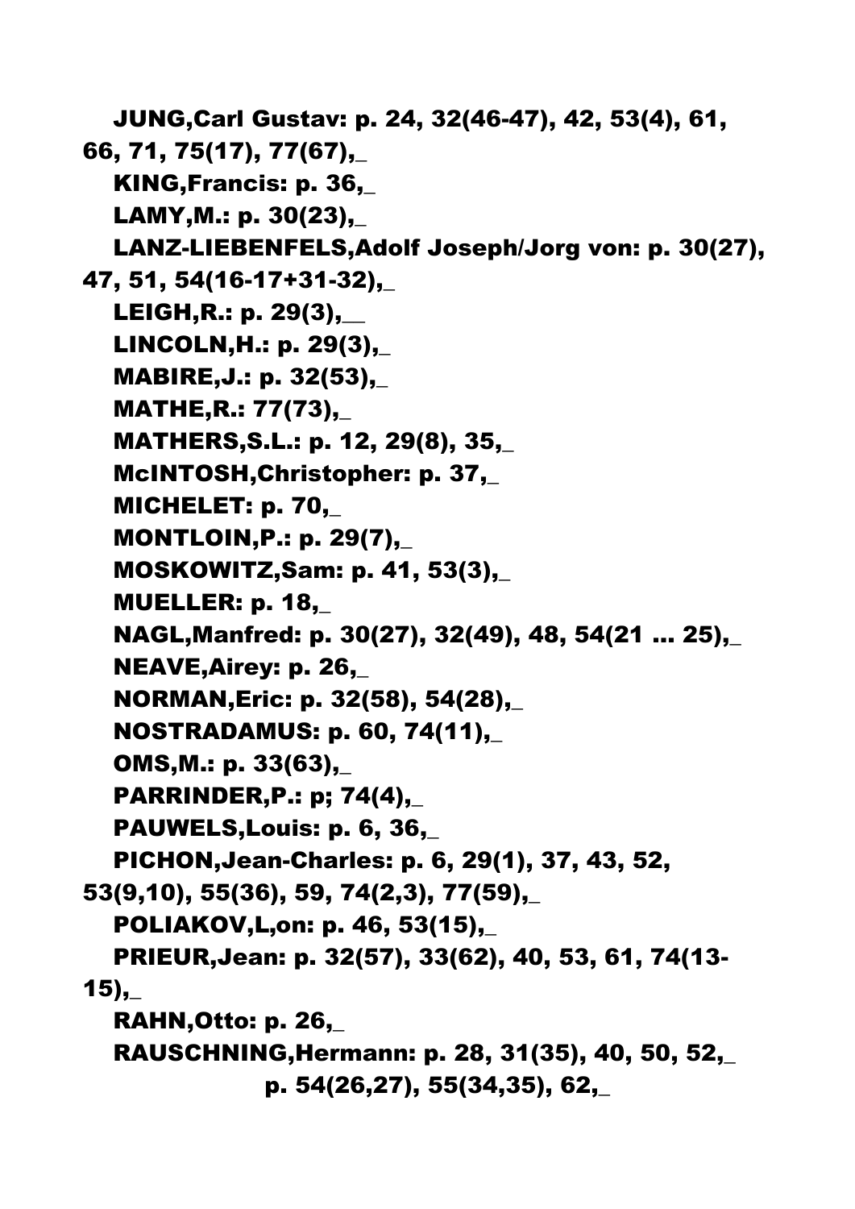**JUNG,Carl Gustav: p. 24, 32(46-47), 42, 53(4), 61, 66, 71, 75(17), 77(67),_**

**KING,Francis: p. 36,_**

**LAMY,M.: p. 30(23),_**

**LANZ-LIEBENFELS,Adolf Joseph/Jorg von: p. 30(27), 47, 51, 54(16-17+31-32),_**

**LEIGH,R.: p. 29(3),__**

**LINCOLN,H.: p. 29(3),_**

**MABIRE,J.: p. 32(53),_**

**MATHE,R.: 77(73),_**

**MATHERS,S.L.: p. 12, 29(8), 35,_**

**McINTOSH,Christopher: p. 37,_**

**MICHELET: p. 70,_**

**MONTLOIN,P.: p. 29(7),_**

**MOSKOWITZ,Sam: p. 41, 53(3),_**

**MUELLER: p. 18,_**

**NAGL,Manfred: p. 30(27), 32(49), 48, 54(21 ... 25),_**

**NEAVE,Airey: p. 26,_**

**NORMAN,Eric: p. 32(58), 54(28),_**

**NOSTRADAMUS: p. 60, 74(11),_**

**OMS,M.: p. 33(63),_**

**PARRINDER,P.: p; 74(4),_**

**PAUWELS,Louis: p. 6, 36,_**

**PICHON,Jean-Charles: p. 6, 29(1), 37, 43, 52, 53(9,10), 55(36), 59, 74(2,3), 77(59),_**

**POLIAKOV,L,on: p. 46, 53(15),_**

**PRIEUR,Jean: p. 32(57), 33(62), 40, 53, 61, 74(13-15),_**

**RAHN,Otto: p. 26,_**

**RAUSCHNING,Hermann: p. 28, 31(35), 40, 50, 52,_
p. 54(26,27), 55(34,35), 62,_**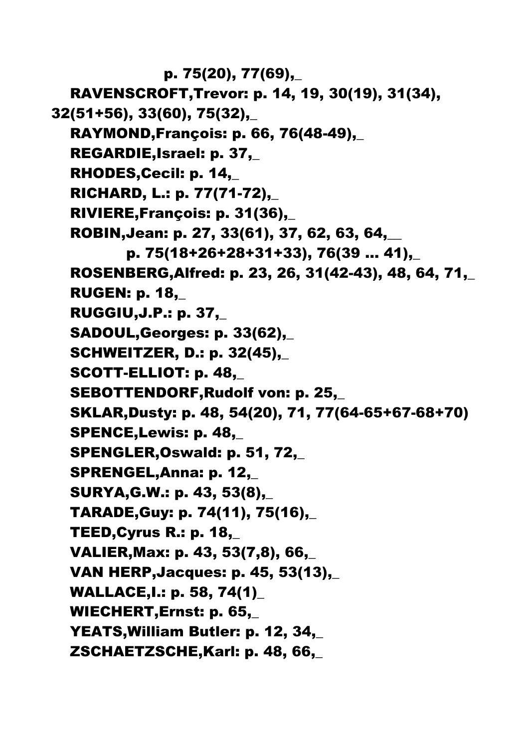**p. 75(20), 77(69),_**

**RAVENSCROFT,Trevor: p. 14, 19, 30(19), 31(34), 32(51+56), 33(60), 75(32),_**

**RAYMOND,François: p. 66, 76(48-49),_**

**REGARDIE,Israel: p. 37,_**

**RHODES,Cecil: p. 14,_**

**RICHARD, L.: p. 77(71-72),_**

**RIVIERE,François: p. 31(36),_**

**ROBIN,Jean: p. 27, 33(61), 37, 62, 63, 64,__**
**p. 75(18+26+28+31+33), 76(39 ... 41),_**

**ROSENBERG,Alfred: p. 23, 26, 31(42-43), 48, 64, 71,_**

**RUGEN: p. 18,_**

**RUGGIU,J.P.: p. 37,_**

**SADOUL,Georges: p. 33(62),_**

**SCHWEITZER, D.: p. 32(45),_**

**SCOTT-ELLIOT: p. 48,_**

**SEBOTTENDORF,Rudolf von: p. 25,_**

**SKLAR,Dusty: p. 48, 54(20), 71, 77(64-65+67-68+70)**

**SPENCE,Lewis: p. 48,_**

**SPENGLER,Oswald: p. 51, 72,_**

**SPRENGEL,Anna: p. 12,_**

**SURYA,G.W.: p. 43, 53(8),_**

**TARADE,Guy: p. 74(11), 75(16),_**

**TEED,Cyrus R.: p. 18,_**

**VALIER,Max: p. 43, 53(7,8), 66,_**

**VAN HERP,Jacques: p. 45, 53(13),_**

**WALLACE,I.: p. 58, 74(1)_**

**WIECHERT,Ernst: p. 65,_**

**YEATS,William Butler: p. 12, 34,_**

**ZSCHAETZSCHE,Karl: p. 48, 66,_**